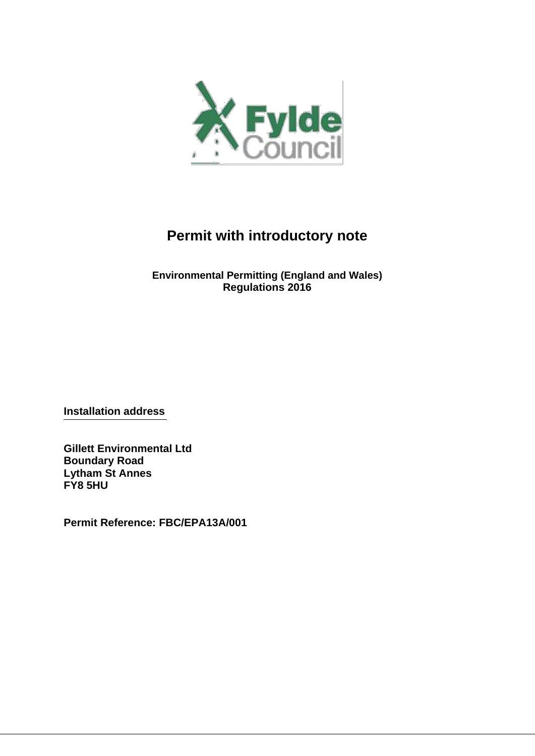# Permit with introductory note

**Environmental Permitting (England and Wales) Regulations 2016**

**Installation address**

**Gillett Environmental Ltd**
**Boundary Road**
**Lytham St Annes**
**FY8 5HU**

**Permit Reference: FBC/EPA13A/001**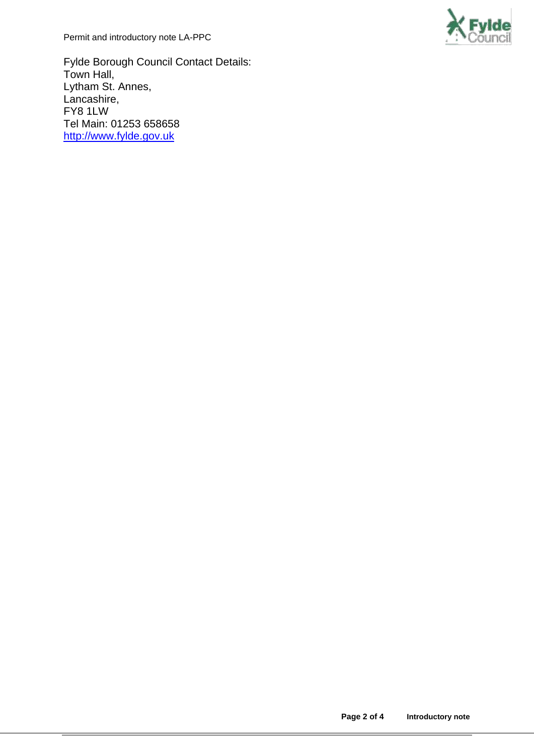Fylde Borough Council Contact Details:
Town Hall,
Lytham St. Annes,
Lancashire,
FY8 1LW
Tel Main: 01253 658658
http://www.fylde.gov.uk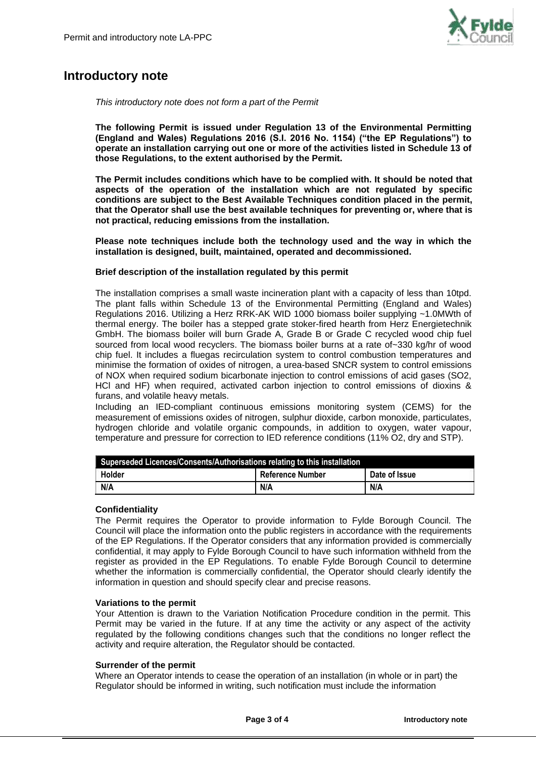## Introductory note

*This introductory note does not form a part of the Permit*

**The following Permit is issued under Regulation 13 of the Environmental Permitting (England and Wales) Regulations 2016 (S.I. 2016 No. 1154) ("the EP Regulations") to operate an installation carrying out one or more of the activities listed in Schedule 13 of those Regulations, to the extent authorised by the Permit.**

**The Permit includes conditions which have to be complied with. It should be noted that aspects of the operation of the installation which are not regulated by specific conditions are subject to the Best Available Techniques condition placed in the permit, that the Operator shall use the best available techniques for preventing or, where that is not practical, reducing emissions from the installation.**

**Please note techniques include both the technology used and the way in which the installation is designed, built, maintained, operated and decommissioned.**

**Brief description of the installation regulated by this permit**

The installation comprises a small waste incineration plant with a capacity of less than 10tpd. The plant falls within Schedule 13 of the Environmental Permitting (England and Wales) Regulations 2016. Utilizing a Herz RRK-AK WID 1000 biomass boiler supplying ~1.0MWth of thermal energy. The boiler has a stepped grate stoker-fired hearth from Herz Energietechnik GmbH. The biomass boiler will burn Grade A, Grade B or Grade C recycled wood chip fuel sourced from local wood recyclers. The biomass boiler burns at a rate of~330 kg/hr of wood chip fuel. It includes a fluegas recirculation system to control combustion temperatures and minimise the formation of oxides of nitrogen, a urea-based SNCR system to control emissions of NOX when required sodium bicarbonate injection to control emissions of acid gases (SO2, HCl and HF) when required, activated carbon injection to control emissions of dioxins & furans, and volatile heavy metals.
Including an IED-compliant continuous emissions monitoring system (CEMS) for the measurement of emissions oxides of nitrogen, sulphur dioxide, carbon monoxide, particulates, hydrogen chloride and volatile organic compounds, in addition to oxygen, water vapour, temperature and pressure for correction to IED reference conditions (11% O2, dry and STP).

| Superseded Licences/Consents/Authorisations relating to this installation | | |
|---|---|---|
| **Holder** | **Reference Number** | **Date of Issue** |
| N/A | N/A | N/A |

**Confidentiality**
The Permit requires the Operator to provide information to Fylde Borough Council. The Council will place the information onto the public registers in accordance with the requirements of the EP Regulations. If the Operator considers that any information provided is commercially confidential, it may apply to Fylde Borough Council to have such information withheld from the register as provided in the EP Regulations. To enable Fylde Borough Council to determine whether the information is commercially confidential, the Operator should clearly identify the information in question and should specify clear and precise reasons.

**Variations to the permit**
Your Attention is drawn to the Variation Notification Procedure condition in the permit. This Permit may be varied in the future. If at any time the activity or any aspect of the activity regulated by the following conditions changes such that the conditions no longer reflect the activity and require alteration, the Regulator should be contacted.

**Surrender of the permit**
Where an Operator intends to cease the operation of an installation (in whole or in part) the Regulator should be informed in writing, such notification must include the information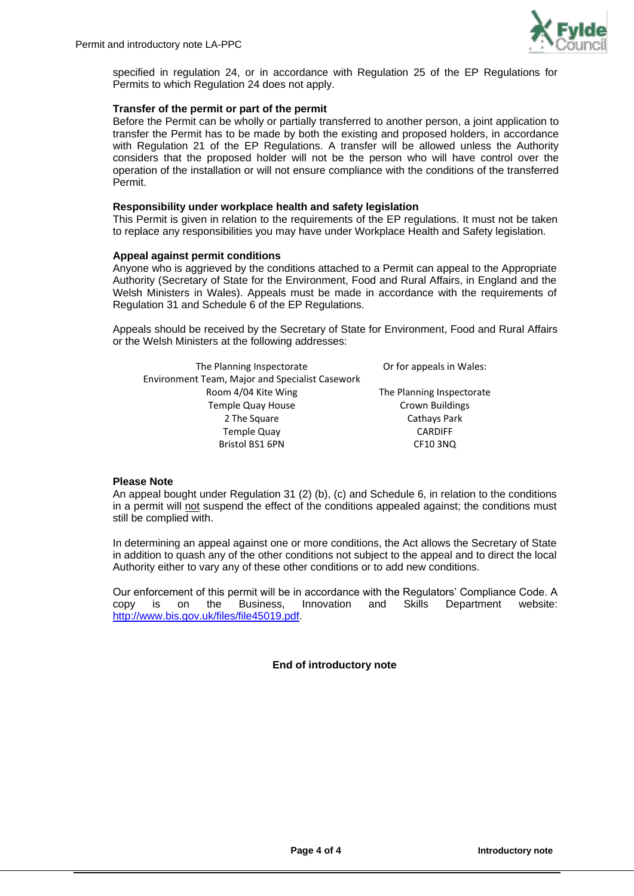specified in regulation 24, or in accordance with Regulation 25 of the EP Regulations for Permits to which Regulation 24 does not apply.

**Transfer of the permit or part of the permit**

Before the Permit can be wholly or partially transferred to another person, a joint application to transfer the Permit has to be made by both the existing and proposed holders, in accordance with Regulation 21 of the EP Regulations. A transfer will be allowed unless the Authority considers that the proposed holder will not be the person who will have control over the operation of the installation or will not ensure compliance with the conditions of the transferred Permit.

**Responsibility under workplace health and safety legislation**

This Permit is given in relation to the requirements of the EP regulations. It must not be taken to replace any responsibilities you may have under Workplace Health and Safety legislation.

**Appeal against permit conditions**

Anyone who is aggrieved by the conditions attached to a Permit can appeal to the Appropriate Authority (Secretary of State for the Environment, Food and Rural Affairs, in England and the Welsh Ministers in Wales). Appeals must be made in accordance with the requirements of Regulation 31 and Schedule 6 of the EP Regulations.

Appeals should be received by the Secretary of State for Environment, Food and Rural Affairs or the Welsh Ministers at the following addresses:

The Planning Inspectorate
Environment Team, Major and Specialist Casework
Room 4/04 Kite Wing
Temple Quay House
2 The Square
Temple Quay
Bristol BS1 6PN

Or for appeals in Wales:

The Planning Inspectorate
Crown Buildings
Cathays Park
CARDIFF
CF10 3NQ

**Please Note**

An appeal bought under Regulation 31 (2) (b), (c) and Schedule 6, in relation to the conditions in a permit will not suspend the effect of the conditions appealed against; the conditions must still be complied with.

In determining an appeal against one or more conditions, the Act allows the Secretary of State in addition to quash any of the other conditions not subject to the appeal and to direct the local Authority either to vary any of these other conditions or to add new conditions.

Our enforcement of this permit will be in accordance with the Regulators' Compliance Code. A copy is on the Business, Innovation and Skills Department website: http://www.bis.gov.uk/files/file45019.pdf.

**End of introductory note**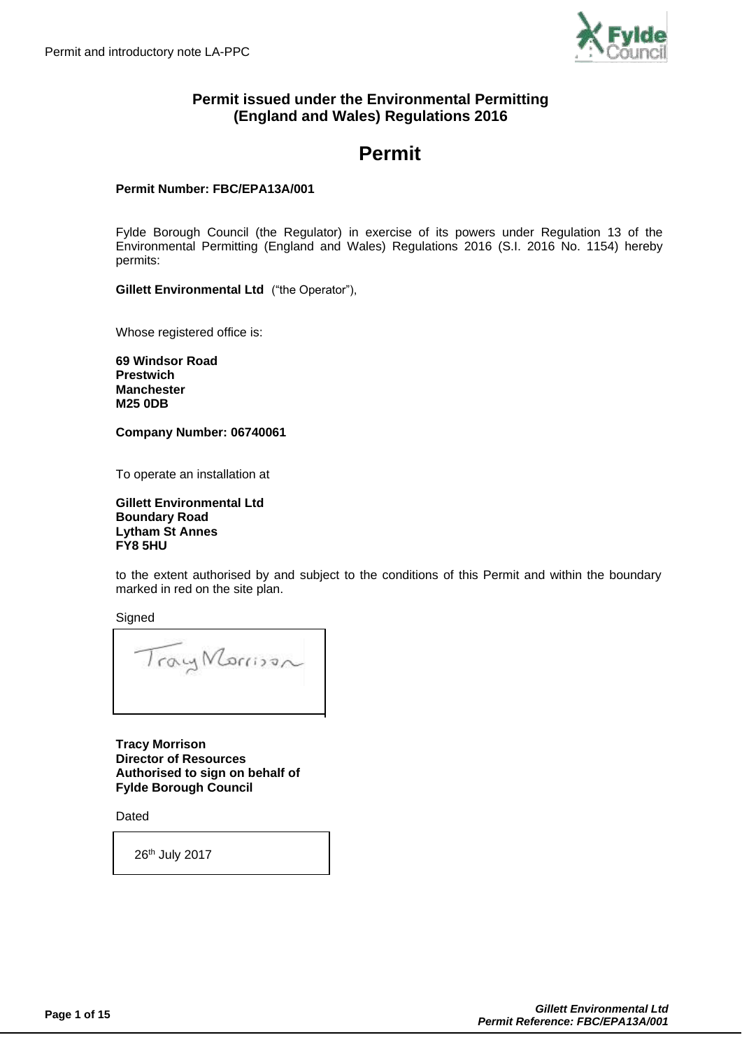# Permit issued under the Environmental Permitting (England and Wales) Regulations 2016

## Permit

**Permit Number: FBC/EPA13A/001**

Fylde Borough Council (the Regulator) in exercise of its powers under Regulation 13 of the Environmental Permitting (England and Wales) Regulations 2016 (S.I. 2016 No. 1154) hereby permits:

**Gillett Environmental Ltd** ("the Operator"),

Whose registered office is:

**69 Windsor Road**
**Prestwich**
**Manchester**
**M25 0DB**

**Company Number: 06740061**

To operate an installation at

**Gillett Environmental Ltd**
**Boundary Road**
**Lytham St Annes**
**FY8 5HU**

to the extent authorised by and subject to the conditions of this Permit and within the boundary marked in red on the site plan.

Signed

Tracy Morrison

**Tracy Morrison**
**Director of Resources**
**Authorised to sign on behalf of**
**Fylde Borough Council**

Dated

26th July 2017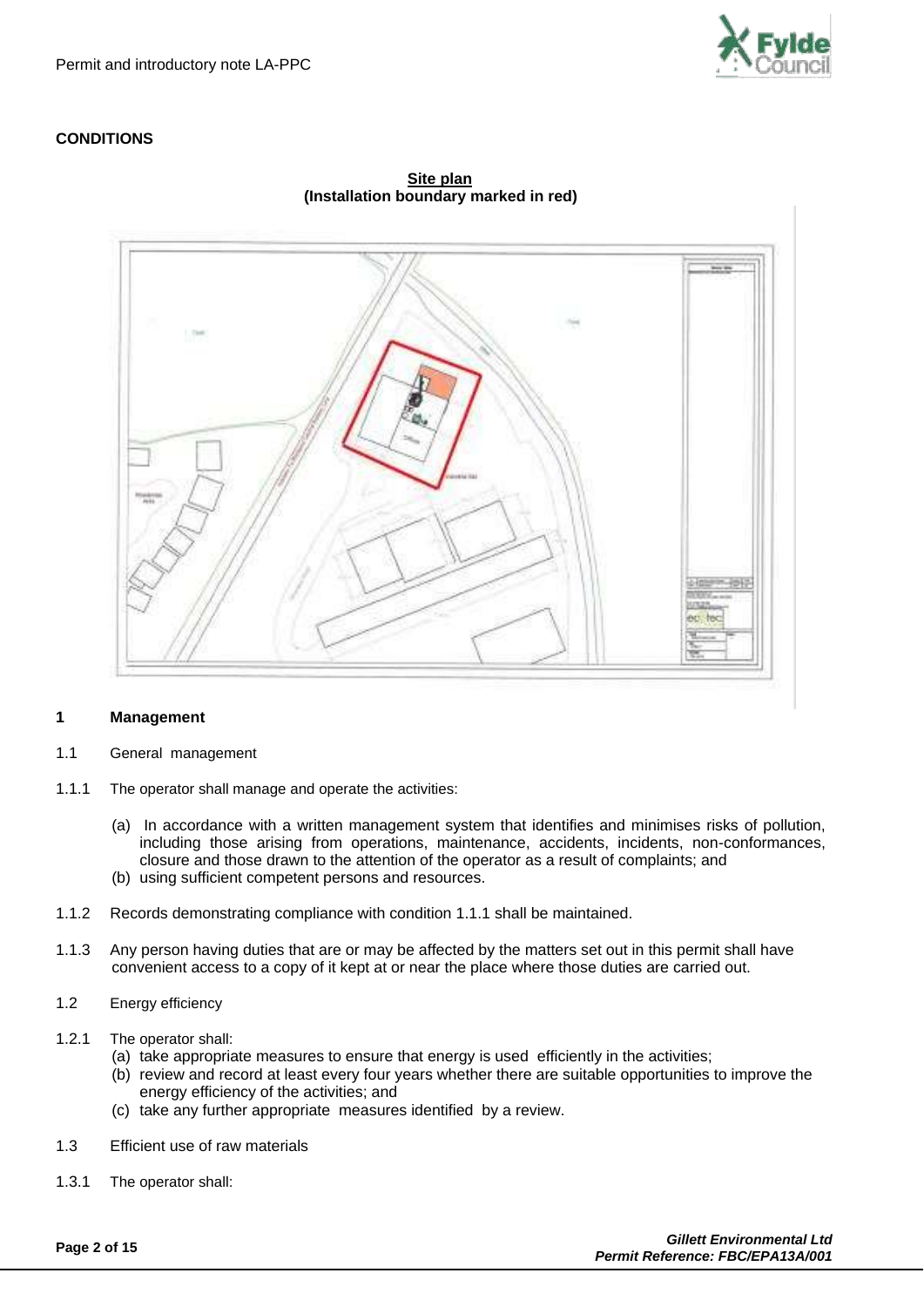**CONDITIONS**

**Site plan**
**(Installation boundary marked in red)**

## 1 Management

1.1 General management

1.1.1 The operator shall manage and operate the activities:

(a) In accordance with a written management system that identifies and minimises risks of pollution, including those arising from operations, maintenance, accidents, incidents, non-conformances, closure and those drawn to the attention of the operator as a result of complaints; and
(b) using sufficient competent persons and resources.

1.1.2 Records demonstrating compliance with condition 1.1.1 shall be maintained.

1.1.3 Any person having duties that are or may be affected by the matters set out in this permit shall have convenient access to a copy of it kept at or near the place where those duties are carried out.

1.2 Energy efficiency

1.2.1 The operator shall:
(a) take appropriate measures to ensure that energy is used efficiently in the activities;
(b) review and record at least every four years whether there are suitable opportunities to improve the energy efficiency of the activities; and
(c) take any further appropriate measures identified by a review.

1.3 Efficient use of raw materials

1.3.1 The operator shall: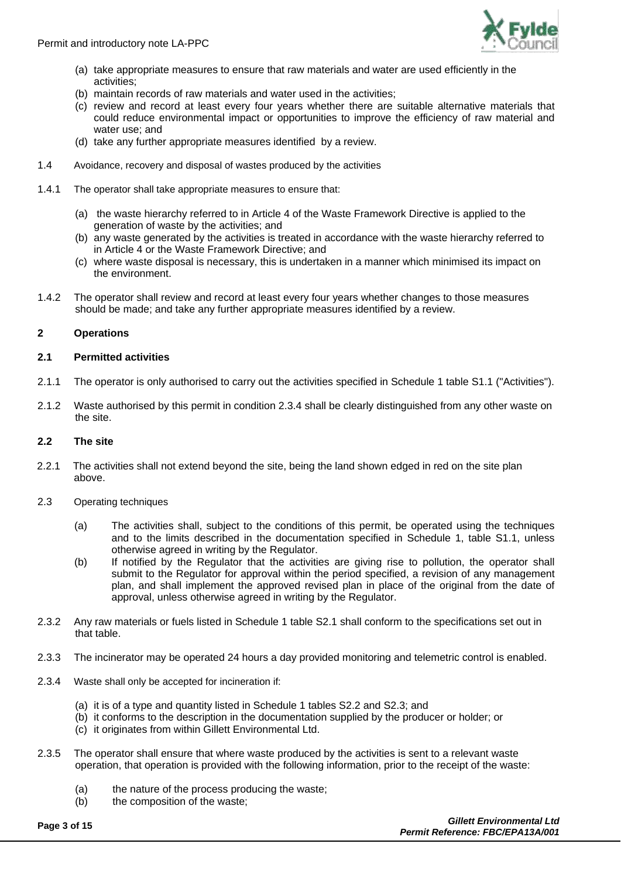(a) take appropriate measures to ensure that raw materials and water are used efficiently in the activities;
(b) maintain records of raw materials and water used in the activities;
(c) review and record at least every four years whether there are suitable alternative materials that could reduce environmental impact or opportunities to improve the efficiency of raw material and water use; and
(d) take any further appropriate measures identified by a review.

1.4 Avoidance, recovery and disposal of wastes produced by the activities

1.4.1 The operator shall take appropriate measures to ensure that:

(a) the waste hierarchy referred to in Article 4 of the Waste Framework Directive is applied to the generation of waste by the activities; and
(b) any waste generated by the activities is treated in accordance with the waste hierarchy referred to in Article 4 or the Waste Framework Directive; and
(c) where waste disposal is necessary, this is undertaken in a manner which minimised its impact on the environment.

1.4.2 The operator shall review and record at least every four years whether changes to those measures should be made; and take any further appropriate measures identified by a review.

## 2 Operations

### 2.1 Permitted activities

2.1.1 The operator is only authorised to carry out the activities specified in Schedule 1 table S1.1 ("Activities").

2.1.2 Waste authorised by this permit in condition 2.3.4 shall be clearly distinguished from any other waste on the site.

### 2.2 The site

2.2.1 The activities shall not extend beyond the site, being the land shown edged in red on the site plan above.

2.3 Operating techniques

(a) The activities shall, subject to the conditions of this permit, be operated using the techniques and to the limits described in the documentation specified in Schedule 1, table S1.1, unless otherwise agreed in writing by the Regulator.
(b) If notified by the Regulator that the activities are giving rise to pollution, the operator shall submit to the Regulator for approval within the period specified, a revision of any management plan, and shall implement the approved revised plan in place of the original from the date of approval, unless otherwise agreed in writing by the Regulator.

2.3.2 Any raw materials or fuels listed in Schedule 1 table S2.1 shall conform to the specifications set out in that table.

2.3.3 The incinerator may be operated 24 hours a day provided monitoring and telemetric control is enabled.

2.3.4 Waste shall only be accepted for incineration if:

(a) it is of a type and quantity listed in Schedule 1 tables S2.2 and S2.3; and
(b) it conforms to the description in the documentation supplied by the producer or holder; or
(c) it originates from within Gillett Environmental Ltd.

2.3.5 The operator shall ensure that where waste produced by the activities is sent to a relevant waste operation, that operation is provided with the following information, prior to the receipt of the waste:

(a) the nature of the process producing the waste;
(b) the composition of the waste;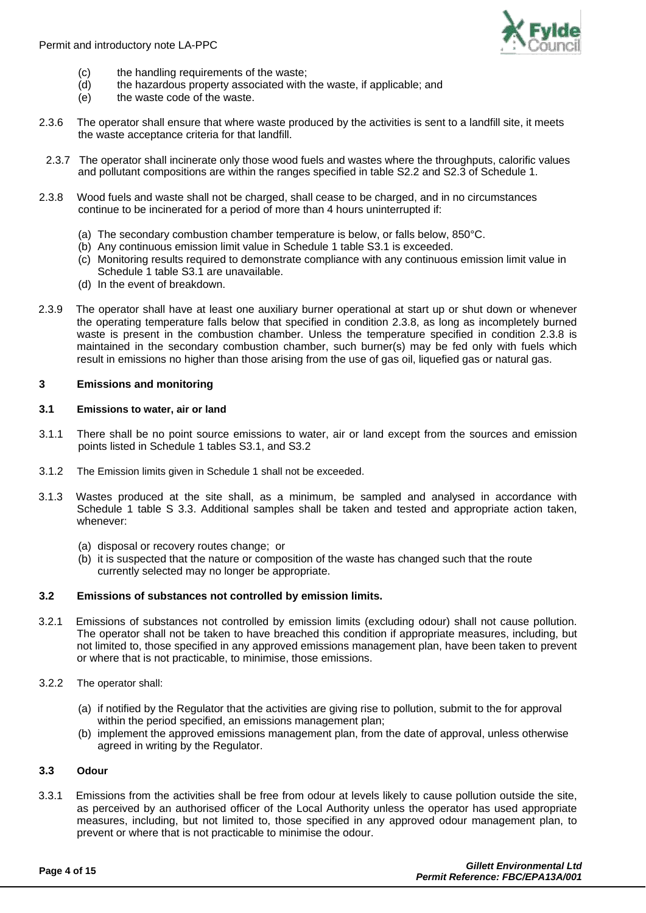(c) the handling requirements of the waste;
(d) the hazardous property associated with the waste, if applicable; and
(e) the waste code of the waste.

2.3.6 The operator shall ensure that where waste produced by the activities is sent to a landfill site, it meets the waste acceptance criteria for that landfill.

2.3.7 The operator shall incinerate only those wood fuels and wastes where the throughputs, calorific values and pollutant compositions are within the ranges specified in table S2.2 and S2.3 of Schedule 1.

2.3.8 Wood fuels and waste shall not be charged, shall cease to be charged, and in no circumstances continue to be incinerated for a period of more than 4 hours uninterrupted if:

(a) The secondary combustion chamber temperature is below, or falls below, 850°C.
(b) Any continuous emission limit value in Schedule 1 table S3.1 is exceeded.
(c) Monitoring results required to demonstrate compliance with any continuous emission limit value in Schedule 1 table S3.1 are unavailable.
(d) In the event of breakdown.

2.3.9 The operator shall have at least one auxiliary burner operational at start up or shut down or whenever the operating temperature falls below that specified in condition 2.3.8, as long as incompletely burned waste is present in the combustion chamber. Unless the temperature specified in condition 2.3.8 is maintained in the secondary combustion chamber, such burner(s) may be fed only with fuels which result in emissions no higher than those arising from the use of gas oil, liquefied gas or natural gas.

## 3 Emissions and monitoring

### 3.1 Emissions to water, air or land

3.1.1 There shall be no point source emissions to water, air or land except from the sources and emission points listed in Schedule 1 tables S3.1, and S3.2

3.1.2 The Emission limits given in Schedule 1 shall not be exceeded.

3.1.3 Wastes produced at the site shall, as a minimum, be sampled and analysed in accordance with Schedule 1 table S 3.3. Additional samples shall be taken and tested and appropriate action taken, whenever:

(a) disposal or recovery routes change; or
(b) it is suspected that the nature or composition of the waste has changed such that the route currently selected may no longer be appropriate.

### 3.2 Emissions of substances not controlled by emission limits.

3.2.1 Emissions of substances not controlled by emission limits (excluding odour) shall not cause pollution. The operator shall not be taken to have breached this condition if appropriate measures, including, but not limited to, those specified in any approved emissions management plan, have been taken to prevent or where that is not practicable, to minimise, those emissions.

3.2.2 The operator shall:

(a) if notified by the Regulator that the activities are giving rise to pollution, submit to the for approval within the period specified, an emissions management plan;
(b) implement the approved emissions management plan, from the date of approval, unless otherwise agreed in writing by the Regulator.

### 3.3 Odour

3.3.1 Emissions from the activities shall be free from odour at levels likely to cause pollution outside the site, as perceived by an authorised officer of the Local Authority unless the operator has used appropriate measures, including, but not limited to, those specified in any approved odour management plan, to prevent or where that is not practicable to minimise the odour.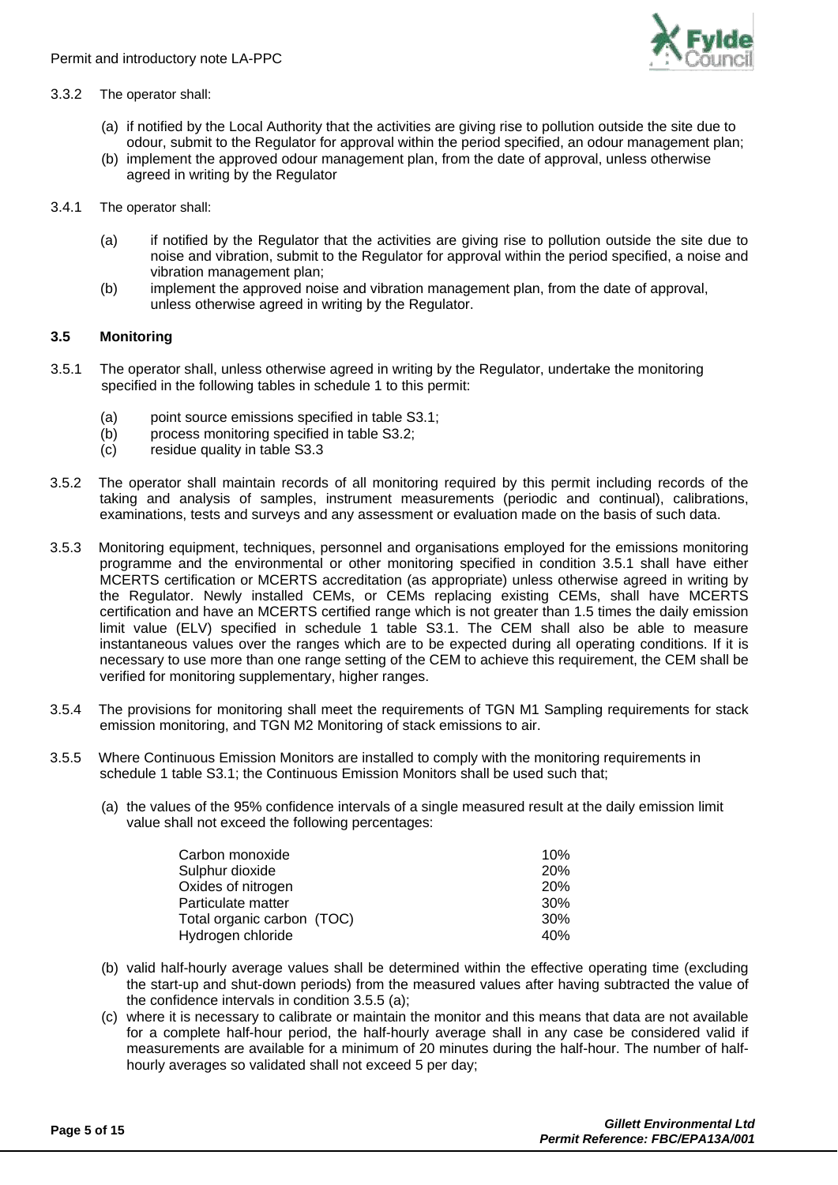3.3.2 The operator shall:

(a) if notified by the Local Authority that the activities are giving rise to pollution outside the site due to odour, submit to the Regulator for approval within the period specified, an odour management plan;
(b) implement the approved odour management plan, from the date of approval, unless otherwise agreed in writing by the Regulator

3.4.1 The operator shall:

(a) if notified by the Regulator that the activities are giving rise to pollution outside the site due to noise and vibration, submit to the Regulator for approval within the period specified, a noise and vibration management plan;
(b) implement the approved noise and vibration management plan, from the date of approval, unless otherwise agreed in writing by the Regulator.

### 3.5 Monitoring

3.5.1 The operator shall, unless otherwise agreed in writing by the Regulator, undertake the monitoring specified in the following tables in schedule 1 to this permit:

(a) point source emissions specified in table S3.1;
(b) process monitoring specified in table S3.2;
(c) residue quality in table S3.3

3.5.2 The operator shall maintain records of all monitoring required by this permit including records of the taking and analysis of samples, instrument measurements (periodic and continual), calibrations, examinations, tests and surveys and any assessment or evaluation made on the basis of such data.

3.5.3 Monitoring equipment, techniques, personnel and organisations employed for the emissions monitoring programme and the environmental or other monitoring specified in condition 3.5.1 shall have either MCERTS certification or MCERTS accreditation (as appropriate) unless otherwise agreed in writing by the Regulator. Newly installed CEMs, or CEMs replacing existing CEMs, shall have MCERTS certification and have an MCERTS certified range which is not greater than 1.5 times the daily emission limit value (ELV) specified in schedule 1 table S3.1. The CEM shall also be able to measure instantaneous values over the ranges which are to be expected during all operating conditions. If it is necessary to use more than one range setting of the CEM to achieve this requirement, the CEM shall be verified for monitoring supplementary, higher ranges.

3.5.4 The provisions for monitoring shall meet the requirements of TGN M1 Sampling requirements for stack emission monitoring, and TGN M2 Monitoring of stack emissions to air.

3.5.5 Where Continuous Emission Monitors are installed to comply with the monitoring requirements in schedule 1 table S3.1; the Continuous Emission Monitors shall be used such that;

(a) the values of the 95% confidence intervals of a single measured result at the daily emission limit value shall not exceed the following percentages:

| | |
|---|---|
| Carbon monoxide | 10% |
| Sulphur dioxide | 20% |
| Oxides of nitrogen | 20% |
| Particulate matter | 30% |
| Total organic carbon (TOC) | 30% |
| Hydrogen chloride | 40% |

(b) valid half-hourly average values shall be determined within the effective operating time (excluding the start-up and shut-down periods) from the measured values after having subtracted the value of the confidence intervals in condition 3.5.5 (a);
(c) where it is necessary to calibrate or maintain the monitor and this means that data are not available for a complete half-hour period, the half-hourly average shall in any case be considered valid if measurements are available for a minimum of 20 minutes during the half-hour. The number of half-hourly averages so validated shall not exceed 5 per day;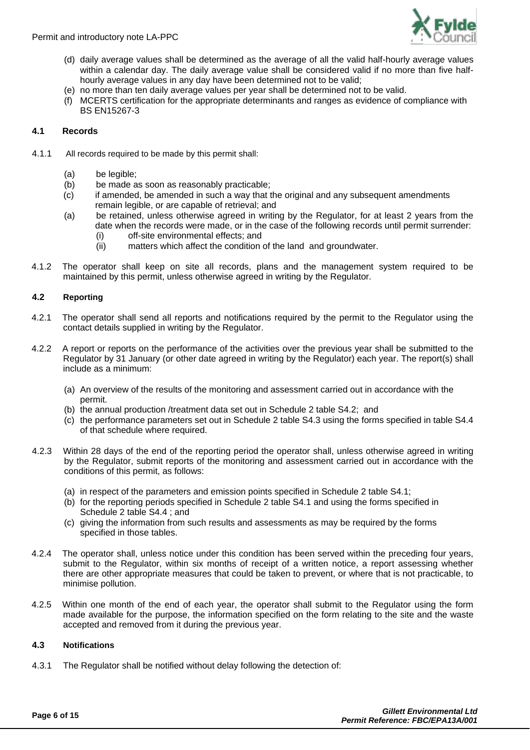(d) daily average values shall be determined as the average of all the valid half-hourly average values within a calendar day. The daily average value shall be considered valid if no more than five half-hourly average values in any day have been determined not to be valid;

(e) no more than ten daily average values per year shall be determined not to be valid.

(f) MCERTS certification for the appropriate determinants and ranges as evidence of compliance with BS EN15267-3

### 4.1 Records

4.1.1 All records required to be made by this permit shall:

(a) be legible;

(b) be made as soon as reasonably practicable;

(c) if amended, be amended in such a way that the original and any subsequent amendments remain legible, or are capable of retrieval; and

(a) be retained, unless otherwise agreed in writing by the Regulator, for at least 2 years from the date when the records were made, or in the case of the following records until permit surrender:

- (i) off-site environmental effects; and
- (ii) matters which affect the condition of the land and groundwater.

4.1.2 The operator shall keep on site all records, plans and the management system required to be maintained by this permit, unless otherwise agreed in writing by the Regulator.

### 4.2 Reporting

4.2.1 The operator shall send all reports and notifications required by the permit to the Regulator using the contact details supplied in writing by the Regulator.

4.2.2 A report or reports on the performance of the activities over the previous year shall be submitted to the Regulator by 31 January (or other date agreed in writing by the Regulator) each year. The report(s) shall include as a minimum:

(a) An overview of the results of the monitoring and assessment carried out in accordance with the permit.

(b) the annual production /treatment data set out in Schedule 2 table S4.2; and

(c) the performance parameters set out in Schedule 2 table S4.3 using the forms specified in table S4.4 of that schedule where required.

4.2.3 Within 28 days of the end of the reporting period the operator shall, unless otherwise agreed in writing by the Regulator, submit reports of the monitoring and assessment carried out in accordance with the conditions of this permit, as follows:

(a) in respect of the parameters and emission points specified in Schedule 2 table S4.1;

(b) for the reporting periods specified in Schedule 2 table S4.1 and using the forms specified in Schedule 2 table S4.4 ; and

(c) giving the information from such results and assessments as may be required by the forms specified in those tables.

4.2.4 The operator shall, unless notice under this condition has been served within the preceding four years, submit to the Regulator, within six months of receipt of a written notice, a report assessing whether there are other appropriate measures that could be taken to prevent, or where that is not practicable, to minimise pollution.

4.2.5 Within one month of the end of each year, the operator shall submit to the Regulator using the form made available for the purpose, the information specified on the form relating to the site and the waste accepted and removed from it during the previous year.

### 4.3 Notifications

4.3.1 The Regulator shall be notified without delay following the detection of: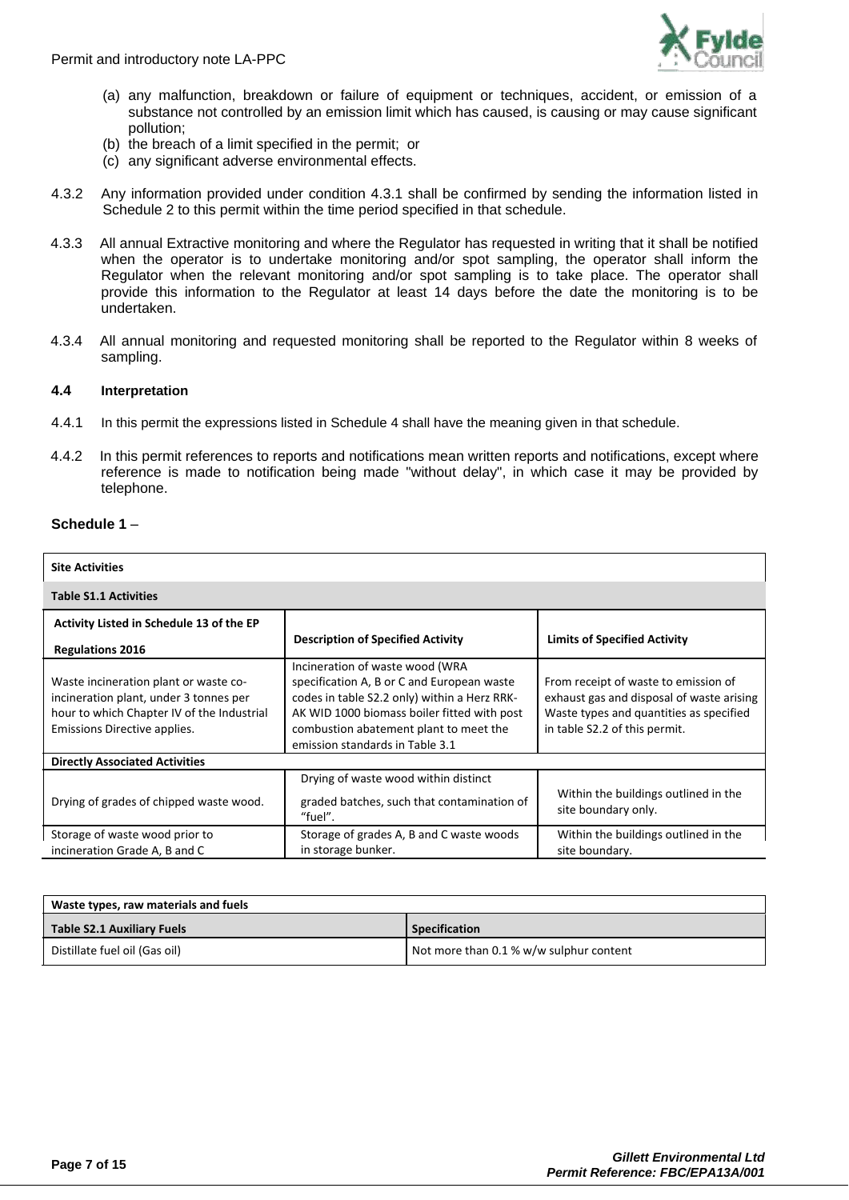(a) any malfunction, breakdown or failure of equipment or techniques, accident, or emission of a substance not controlled by an emission limit which has caused, is causing or may cause significant pollution;
(b) the breach of a limit specified in the permit; or
(c) any significant adverse environmental effects.

4.3.2 Any information provided under condition 4.3.1 shall be confirmed by sending the information listed in Schedule 2 to this permit within the time period specified in that schedule.

4.3.3 All annual Extractive monitoring and where the Regulator has requested in writing that it shall be notified when the operator is to undertake monitoring and/or spot sampling, the operator shall inform the Regulator when the relevant monitoring and/or spot sampling is to take place. The operator shall provide this information to the Regulator at least 14 days before the date the monitoring is to be undertaken.

4.3.4 All annual monitoring and requested monitoring shall be reported to the Regulator within 8 weeks of sampling.

### 4.4 Interpretation

4.4.1 In this permit the expressions listed in Schedule 4 shall have the meaning given in that schedule.

4.4.2 In this permit references to reports and notifications mean written reports and notifications, except where reference is made to notification being made "without delay", in which case it may be provided by telephone.

**Schedule 1** –

| **Site Activities** | | |
|---|---|---|
| **Table S1.1 Activities** | | |
| **Activity Listed in Schedule 13 of the EP Regulations 2016** | **Description of Specified Activity** | **Limits of Specified Activity** |
| Waste incineration plant or waste co-incineration plant, under 3 tonnes per hour to which Chapter IV of the Industrial Emissions Directive applies. | Incineration of waste wood (WRA specification A, B or C and European waste codes in table S2.2 only) within a Herz RRK-AK WID 1000 biomass boiler fitted with post combustion abatement plant to meet the emission standards in Table 3.1 | From receipt of waste to emission of exhaust gas and disposal of waste arising Waste types and quantities as specified in table S2.2 of this permit. |
| **Directly Associated Activities** | | |
| Drying of grades of chipped waste wood. | Drying of waste wood within distinct graded batches, such that contamination of "fuel". | Within the buildings outlined in the site boundary only. |
| Storage of waste wood prior to incineration Grade A, B and C | Storage of grades A, B and C waste woods in storage bunker. | Within the buildings outlined in the site boundary. |

| **Waste types, raw materials and fuels** | |
|---|---|
| **Table S2.1 Auxiliary Fuels** | **Specification** |
| Distillate fuel oil (Gas oil) | Not more than 0.1 % w/w sulphur content |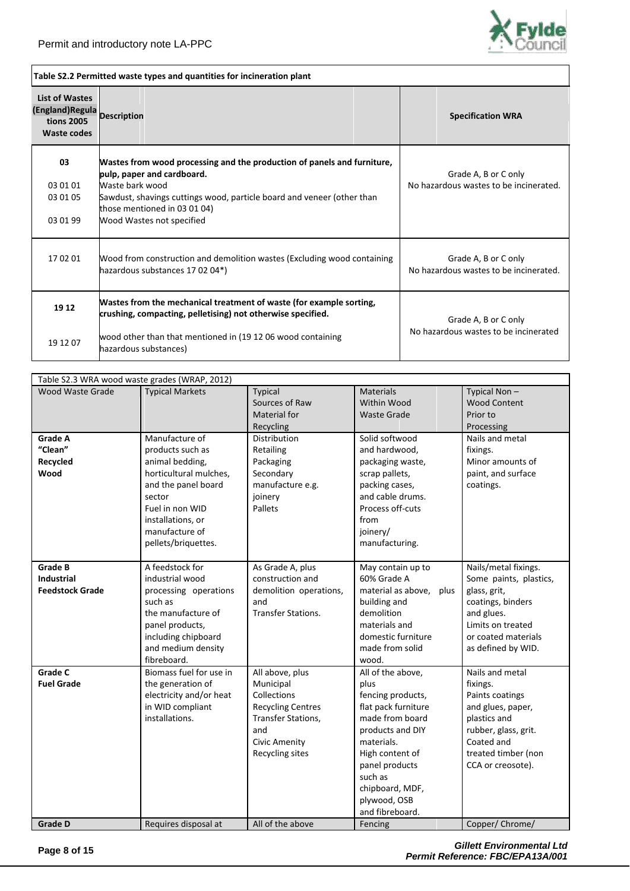**Table S2.2 Permitted waste types and quantities for incineration plant**

| List of Wastes (England)Regulations 2005 Waste codes | Description | Specification WRA |
|---|---|---|
| **03** | **Wastes from wood processing and the production of panels and furniture, pulp, paper and cardboard.** | Grade A, B or C only<br>No hazardous wastes to be incinerated. |
| 03 01 01 | Waste bark wood | |
| 03 01 05 | Sawdust, shavings cuttings wood, particle board and veneer (other than those mentioned in 03 01 04) | |
| 03 01 99 | Wood Wastes not specified | |
| 17 02 01 | Wood from construction and demolition wastes (Excluding wood containing hazardous substances 17 02 04*) | Grade A, B or C only<br>No hazardous wastes to be incinerated. |
| **19 12** | **Wastes from the mechanical treatment of waste (for example sorting, crushing, compacting, pelletising) not otherwise specified.** | Grade A, B or C only<br>No hazardous wastes to be incinerated |
| 19 12 07 | wood other than that mentioned in (19 12 06 wood containing hazardous substances) | |

Table S2.3 WRA wood waste grades (WRAP, 2012)

| Wood Waste Grade | Typical Markets | Typical Sources of Raw Material for Recycling | Materials Within Wood Waste Grade | Typical Non – Wood Content Prior to Processing |
|---|---|---|---|---|
| **Grade A "Clean" Recycled Wood** | Manufacture of products such as animal bedding, horticultural mulches, and the panel board sector<br>Fuel in non WID installations, or manufacture of pellets/briquettes. | Distribution<br>Retailing<br>Packaging<br>Secondary manufacture e.g. joinery<br>Pallets | Solid softwood and hardwood, packaging waste, scrap pallets, packing cases, and cable drums. Process off-cuts from joinery/ manufacturing. | Nails and metal fixings.<br>Minor amounts of paint, and surface coatings. |
| **Grade B Industrial Feedstock Grade** | A feedstock for industrial wood processing operations such as the manufacture of panel products, including chipboard and medium density fibreboard. | As Grade A, plus construction and demolition operations, and Transfer Stations. | May contain up to 60% Grade A material as above, plus building and demolition materials and domestic furniture made from solid wood. | Nails/metal fixings.<br>Some paints, plastics, glass, grit, coatings, binders and glues.<br>Limits on treated or coated materials as defined by WID. |
| **Grade C Fuel Grade** | Biomass fuel for use in the generation of electricity and/or heat in WID compliant installations. | All above, plus Municipal Collections Recycling Centres Transfer Stations, and Civic Amenity Recycling sites | All of the above, plus fencing products, flat pack furniture made from board products and DIY materials.<br>High content of panel products such as chipboard, MDF, plywood, OSB and fibreboard. | Nails and metal fixings.<br>Paints coatings and glues, paper, plastics and rubber, glass, grit.<br>Coated and treated timber (non CCA or creosote). |
| **Grade D** | Requires disposal at | All of the above | Fencing | Copper/ Chrome/ |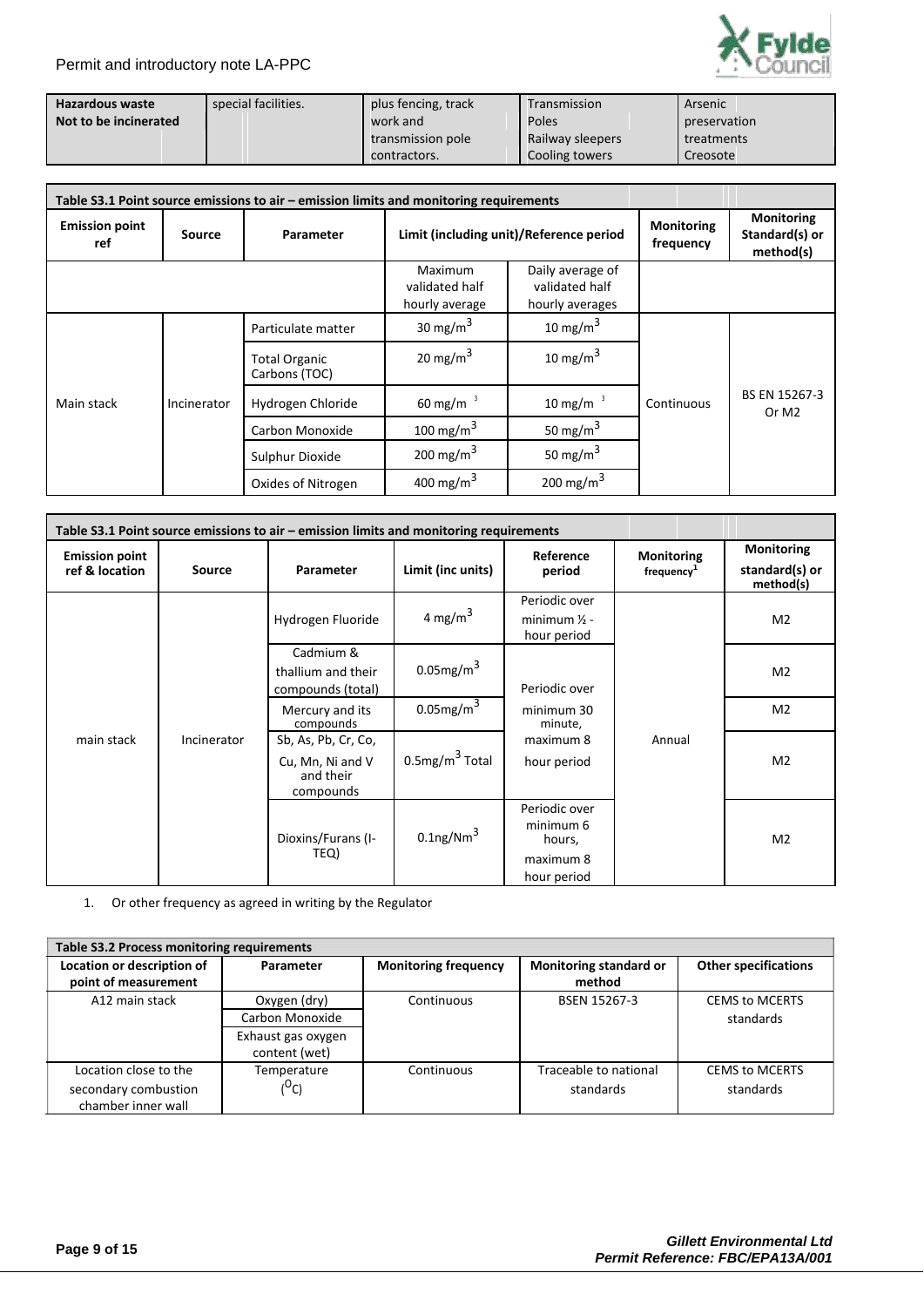| Hazardous waste Not to be incinerated | special facilities. | plus fencing, track work and transmission pole contractors. | Transmission Poles Railway sleepers Cooling towers | Arsenic preservation treatments Creosote |
|---|---|---|---|---|

| Table S3.1 Point source emissions to air – emission limits and monitoring requirements | | | | | | |
|---|---|---|---|---|---|---|
| **Emission point ref** | **Source** | **Parameter** | **Limit (including unit)/Reference period** | | **Monitoring frequency** | **Monitoring Standard(s) or method(s)** |
| | | | Maximum validated half hourly average | Daily average of validated half hourly averages | | |
| Main stack | Incinerator | Particulate matter | 30 mg/m$^3$ | 10 mg/m$^3$ | Continuous | BS EN 15267-3 Or M2 |
| | | Total Organic Carbons (TOC) | 20 mg/m$^3$ | 10 mg/m$^3$ | | |
| | | Hydrogen Chloride | 60 mg/m$^3$ | 10 mg/m$^3$ | | |
| | | Carbon Monoxide | 100 mg/m$^3$ | 50 mg/m$^3$ | | |
| | | Sulphur Dioxide | 200 mg/m$^3$ | 50 mg/m$^3$ | | |
| | | Oxides of Nitrogen | 400 mg/m$^3$ | 200 mg/m$^3$ | | |

| Table S3.1 Point source emissions to air – emission limits and monitoring requirements | | | | | | |
|---|---|---|---|---|---|---|
| **Emission point ref & location** | **Source** | **Parameter** | **Limit (inc units)** | **Reference period** | **Monitoring frequency[1]** | **Monitoring standard(s) or method(s)** |
| main stack | Incinerator | Hydrogen Fluoride | 4 mg/m$^3$ | Periodic over minimum ½ - hour period | Annual | M2 |
| | | Cadmium & thallium and their compounds (total) | 0.05mg/m$^3$ | Periodic over minimum 30 minute, maximum 8 hour period | | M2 |
| | | Mercury and its compounds | 0.05mg/m$^3$ | | | M2 |
| | | Sb, As, Pb, Cr, Co, Cu, Mn, Ni and V and their compounds | 0.5mg/m$^3$ Total | | | M2 |
| | | Dioxins/Furans (I-TEQ) | 0.1ng/Nm$^3$ | Periodic over minimum 6 hours, maximum 8 hour period | | M2 |

1. Or other frequency as agreed in writing by the Regulator

| Table S3.2 Process monitoring requirements | | | | |
|---|---|---|---|---|
| **Location or description of point of measurement** | **Parameter** | **Monitoring frequency** | **Monitoring standard or method** | **Other specifications** |
| A12 main stack | Oxygen (dry) | Continuous | BSEN 15267-3 | CEMS to MCERTS standards |
| | Carbon Monoxide | | | |
| | Exhaust gas oxygen content (wet) | | | |
| Location close to the secondary combustion chamber inner wall | Temperature ($^{O}$C) | Continuous | Traceable to national standards | CEMS to MCERTS standards |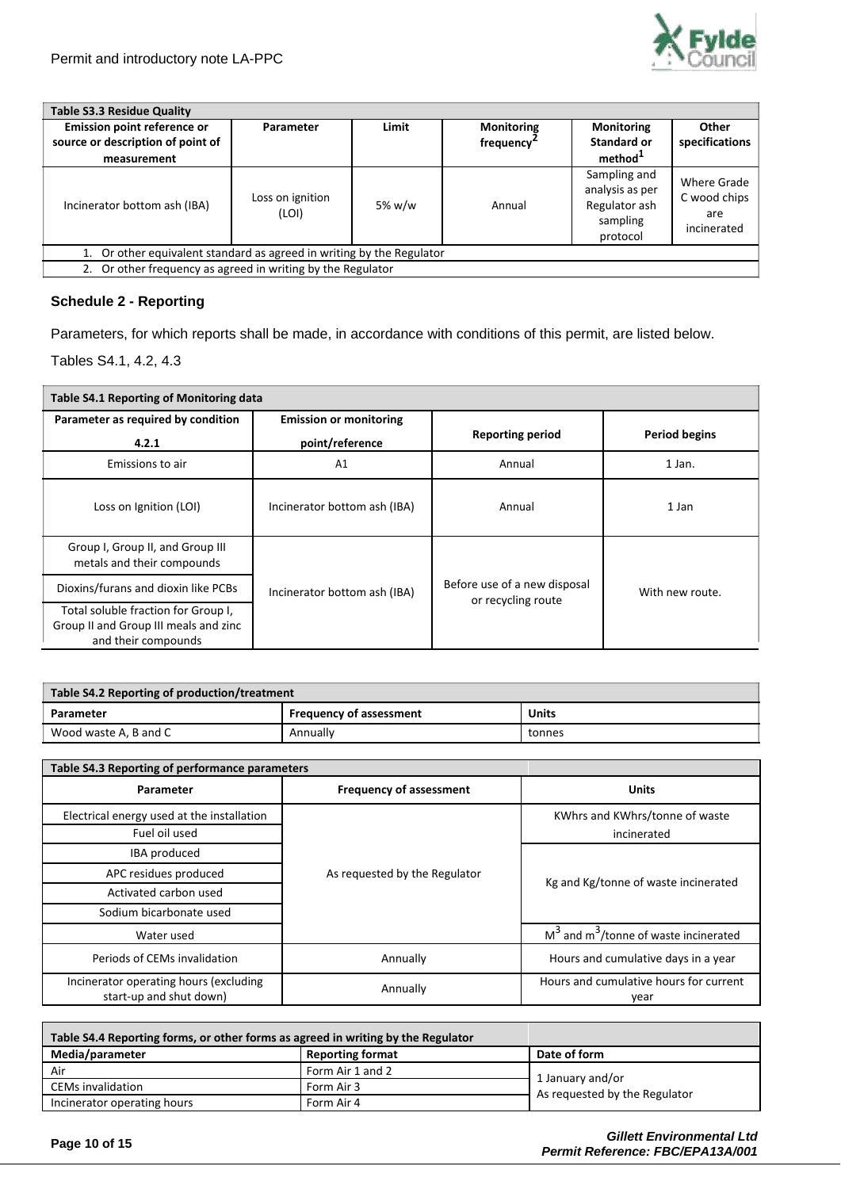| Table S3.3 Residue Quality | | | | | |
|---|---|---|---|---|---|
| Emission point reference or source or description of point of measurement | Parameter | Limit | Monitoring frequency[2] | Monitoring Standard or method[1] | Other specifications |
| Incinerator bottom ash (IBA) | Loss on ignition (LOI) | 5% w/w | Annual | Sampling and analysis as per Regulator ash sampling protocol | Where Grade C wood chips are incinerated |
| 1. Or other equivalent standard as agreed in writing by the Regulator | | | | | |
| 2. Or other frequency as agreed in writing by the Regulator | | | | | |

### Schedule 2 - Reporting

Parameters, for which reports shall be made, in accordance with conditions of this permit, are listed below.

Tables S4.1, 4.2, 4.3

| Table S4.1 Reporting of Monitoring data | | | |
|---|---|---|---|
| Parameter as required by condition 4.2.1 | Emission or monitoring point/reference | Reporting period | Period begins |
| Emissions to air | A1 | Annual | 1 Jan. |
| Loss on Ignition (LOI) | Incinerator bottom ash (IBA) | Annual | 1 Jan |
| Group I, Group II, and Group III metals and their compounds | Incinerator bottom ash (IBA) | Before use of a new disposal or recycling route | With new route. |
| Dioxins/furans and dioxin like PCBs | | | |
| Total soluble fraction for Group I, Group II and Group III meals and zinc and their compounds | | | |

| Table S4.2 Reporting of production/treatment | | |
|---|---|---|
| Parameter | Frequency of assessment | Units |
| Wood waste A, B and C | Annually | tonnes |

| Table S4.3 Reporting of performance parameters | | |
|---|---|---|
| Parameter | Frequency of assessment | Units |
| Electrical energy used at the installation | As requested by the Regulator | KWhrs and KWhrs/tonne of waste incinerated |
| Fuel oil used | | |
| IBA produced | | Kg and Kg/tonne of waste incinerated |
| APC residues produced | | |
| Activated carbon used | | |
| Sodium bicarbonate used | | |
| Water used | | $M^3$ and $m^3$/tonne of waste incinerated |
| Periods of CEMs invalidation | Annually | Hours and cumulative days in a year |
| Incinerator operating hours (excluding start-up and shut down) | Annually | Hours and cumulative hours for current year |

| Table S4.4 Reporting forms, or other forms as agreed in writing by the Regulator | | |
|---|---|---|
| Media/parameter | Reporting format | Date of form |
| Air | Form Air 1 and 2 | 1 January and/or As requested by the Regulator |
| CEMs invalidation | Form Air 3 | |
| Incinerator operating hours | Form Air 4 | |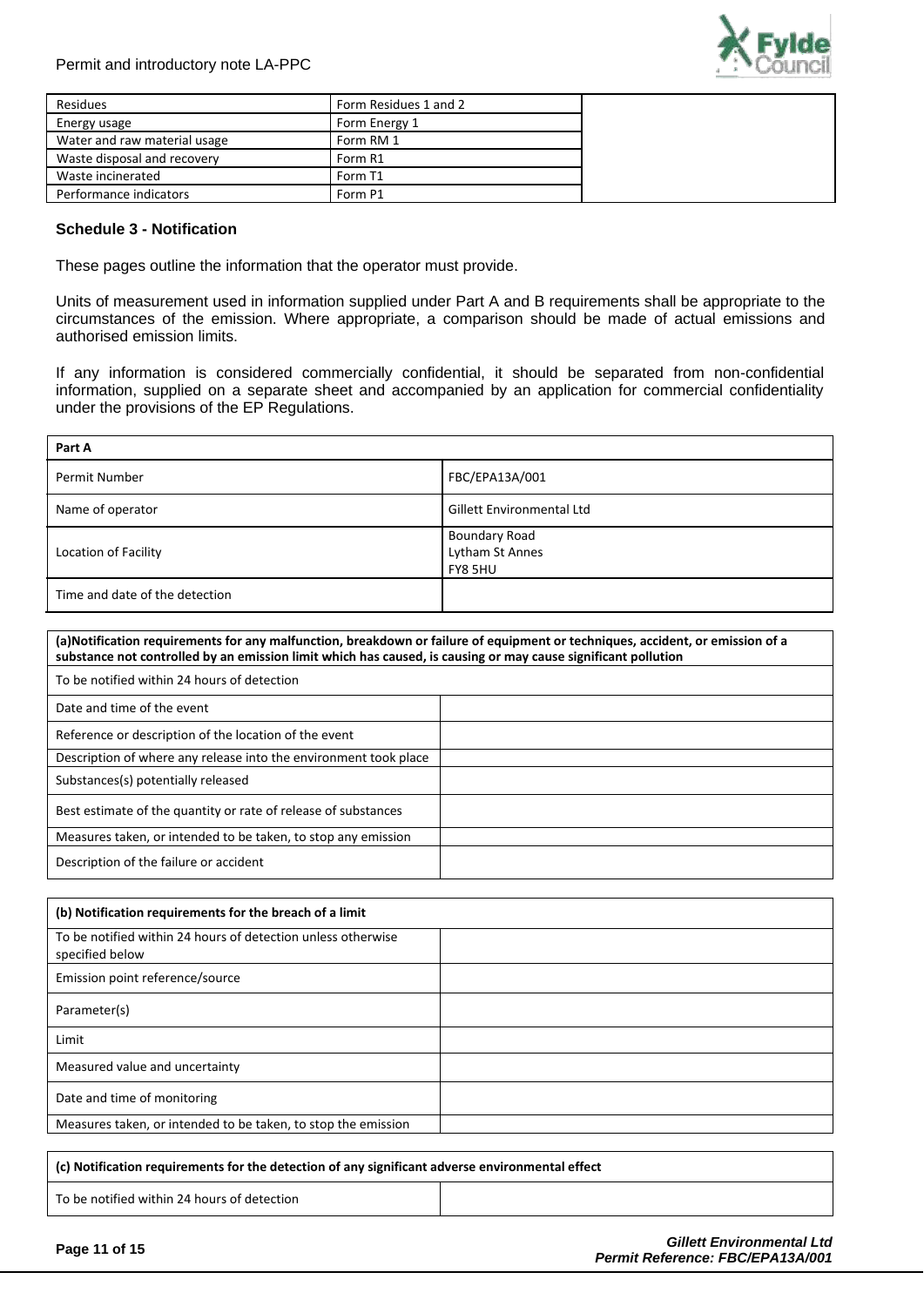| Residues | Form Residues 1 and 2 | |
|---|---|---|
| Energy usage | Form Energy 1 | |
| Water and raw material usage | Form RM 1 | |
| Waste disposal and recovery | Form R1 | |
| Waste incinerated | Form T1 | |
| Performance indicators | Form P1 | |

### Schedule 3 - Notification

These pages outline the information that the operator must provide.

Units of measurement used in information supplied under Part A and B requirements shall be appropriate to the circumstances of the emission. Where appropriate, a comparison should be made of actual emissions and authorised emission limits.

If any information is considered commercially confidential, it should be separated from non-confidential information, supplied on a separate sheet and accompanied by an application for commercial confidentiality under the provisions of the EP Regulations.

| **Part A** | |
|---|---|
| Permit Number | FBC/EPA13A/001 |
| Name of operator | Gillett Environmental Ltd |
| Location of Facility | Boundary Road<br>Lytham St Annes<br>FY8 5HU |
| Time and date of the detection | |

| **(a)Notification requirements for any malfunction, breakdown or failure of equipment or techniques, accident, or emission of a substance not controlled by an emission limit which has caused, is causing or may cause significant pollution** | |
|---|---|
| To be notified within 24 hours of detection | |
| Date and time of the event | |
| Reference or description of the location of the event | |
| Description of where any release into the environment took place | |
| Substances(s) potentially released | |
| Best estimate of the quantity or rate of release of substances | |
| Measures taken, or intended to be taken, to stop any emission | |
| Description of the failure or accident | |

| **(b) Notification requirements for the breach of a limit** | |
|---|---|
| To be notified within 24 hours of detection unless otherwise specified below | |
| Emission point reference/source | |
| Parameter(s) | |
| Limit | |
| Measured value and uncertainty | |
| Date and time of monitoring | |
| Measures taken, or intended to be taken, to stop the emission | |

| **(c) Notification requirements for the detection of any significant adverse environmental effect** | |
|---|---|
| To be notified within 24 hours of detection | |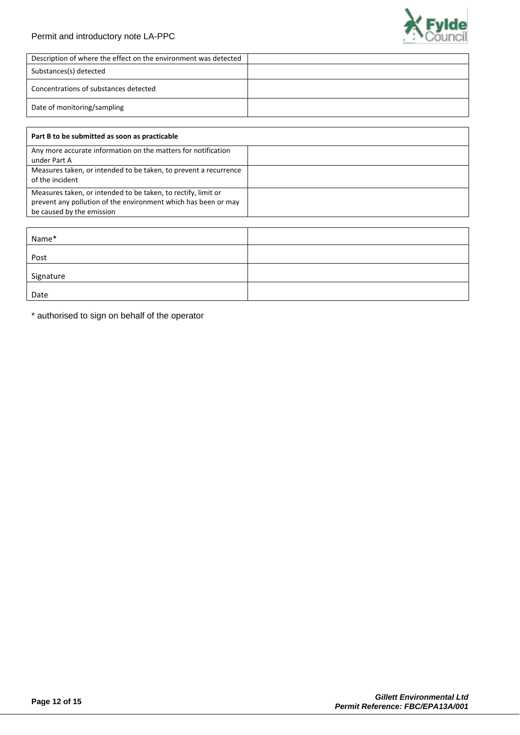| Description of where the effect on the environment was detected | |
|---|---|
| Substances(s) detected | |
| Concentrations of substances detected | |
| Date of monitoring/sampling | |

| **Part B to be submitted as soon as practicable** | |
|---|---|
| Any more accurate information on the matters for notification under Part A | |
| Measures taken, or intended to be taken, to prevent a recurrence of the incident | |
| Measures taken, or intended to be taken, to rectify, limit or prevent any pollution of the environment which has been or may be caused by the emission | |

| Name* | |
|---|---|
| Post | |
| Signature | |
| Date | |

\* authorised to sign on behalf of the operator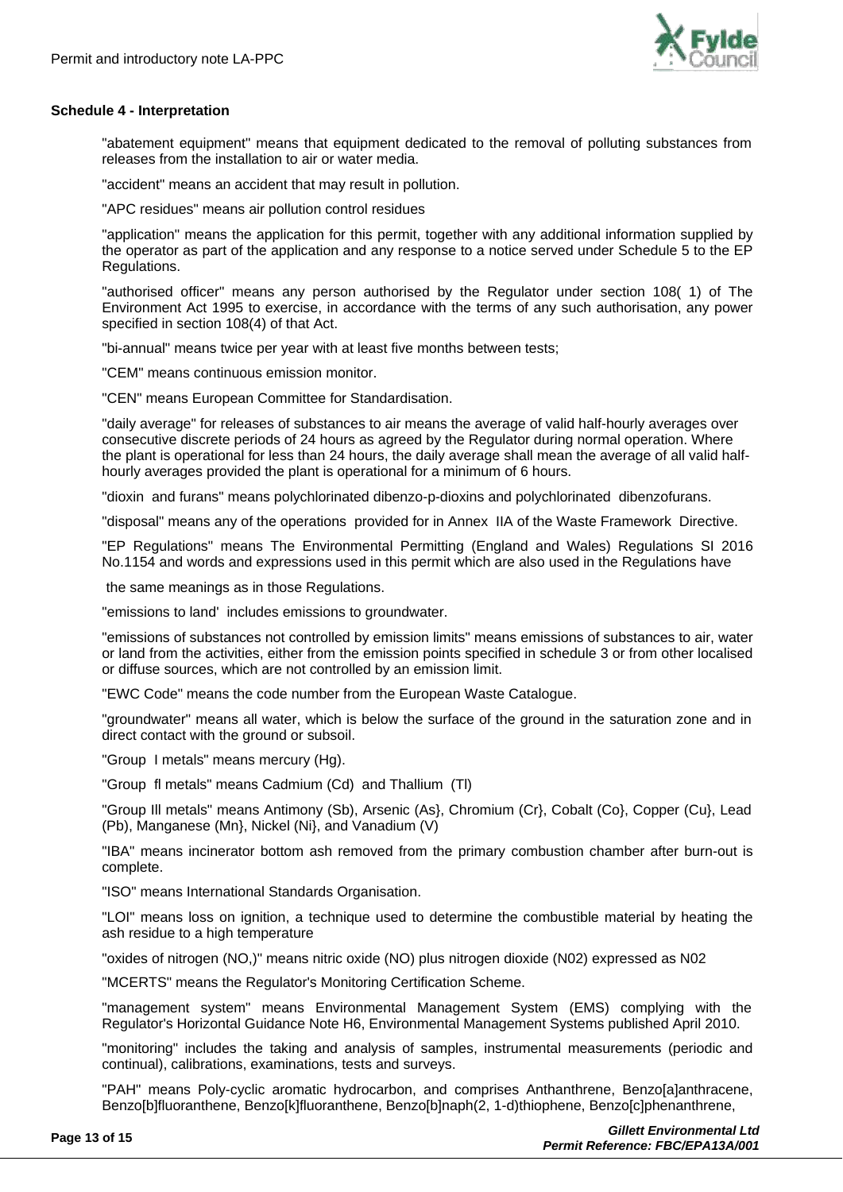### Schedule 4 - Interpretation

"abatement equipment" means that equipment dedicated to the removal of polluting substances from releases from the installation to air or water media.

"accident" means an accident that may result in pollution.

"APC residues" means air pollution control residues

"application" means the application for this permit, together with any additional information supplied by the operator as part of the application and any response to a notice served under Schedule 5 to the EP Regulations.

"authorised officer" means any person authorised by the Regulator under section 108( 1) of The Environment Act 1995 to exercise, in accordance with the terms of any such authorisation, any power specified in section 108(4) of that Act.

"bi-annual" means twice per year with at least five months between tests;

"CEM" means continuous emission monitor.

"CEN" means European Committee for Standardisation.

"daily average" for releases of substances to air means the average of valid half-hourly averages over consecutive discrete periods of 24 hours as agreed by the Regulator during normal operation. Where the plant is operational for less than 24 hours, the daily average shall mean the average of all valid half-hourly averages provided the plant is operational for a minimum of 6 hours.

"dioxin and furans" means polychlorinated dibenzo-p-dioxins and polychlorinated dibenzofurans.

"disposal" means any of the operations provided for in Annex IIA of the Waste Framework Directive.

"EP Regulations" means The Environmental Permitting (England and Wales) Regulations SI 2016 No.1154 and words and expressions used in this permit which are also used in the Regulations have

the same meanings as in those Regulations.

"emissions to land' includes emissions to groundwater.

"emissions of substances not controlled by emission limits" means emissions of substances to air, water or land from the activities, either from the emission points specified in schedule 3 or from other localised or diffuse sources, which are not controlled by an emission limit.

"EWC Code" means the code number from the European Waste Catalogue.

"groundwater" means all water, which is below the surface of the ground in the saturation zone and in direct contact with the ground or subsoil.

"Group I metals" means mercury (Hg).

"Group fl metals" means Cadmium (Cd) and Thallium (Tl)

"Group Ill metals" means Antimony (Sb), Arsenic (As}, Chromium (Cr}, Cobalt (Co}, Copper (Cu}, Lead (Pb), Manganese (Mn}, Nickel (Ni}, and Vanadium (V)

"IBA" means incinerator bottom ash removed from the primary combustion chamber after burn-out is complete.

"ISO" means International Standards Organisation.

"LOI" means loss on ignition, a technique used to determine the combustible material by heating the ash residue to a high temperature

"oxides of nitrogen (NO,)" means nitric oxide (NO) plus nitrogen dioxide (N02) expressed as N02

"MCERTS" means the Regulator's Monitoring Certification Scheme.

"management system" means Environmental Management System (EMS) complying with the Regulator's Horizontal Guidance Note H6, Environmental Management Systems published April 2010.

"monitoring" includes the taking and analysis of samples, instrumental measurements (periodic and continual), calibrations, examinations, tests and surveys.

"PAH" means Poly-cyclic aromatic hydrocarbon, and comprises Anthanthrene, Benzo[a]anthracene, Benzo[b]fluoranthene, Benzo[k]fluoranthene, Benzo[b]naph(2, 1-d)thiophene, Benzo[c]phenanthrene,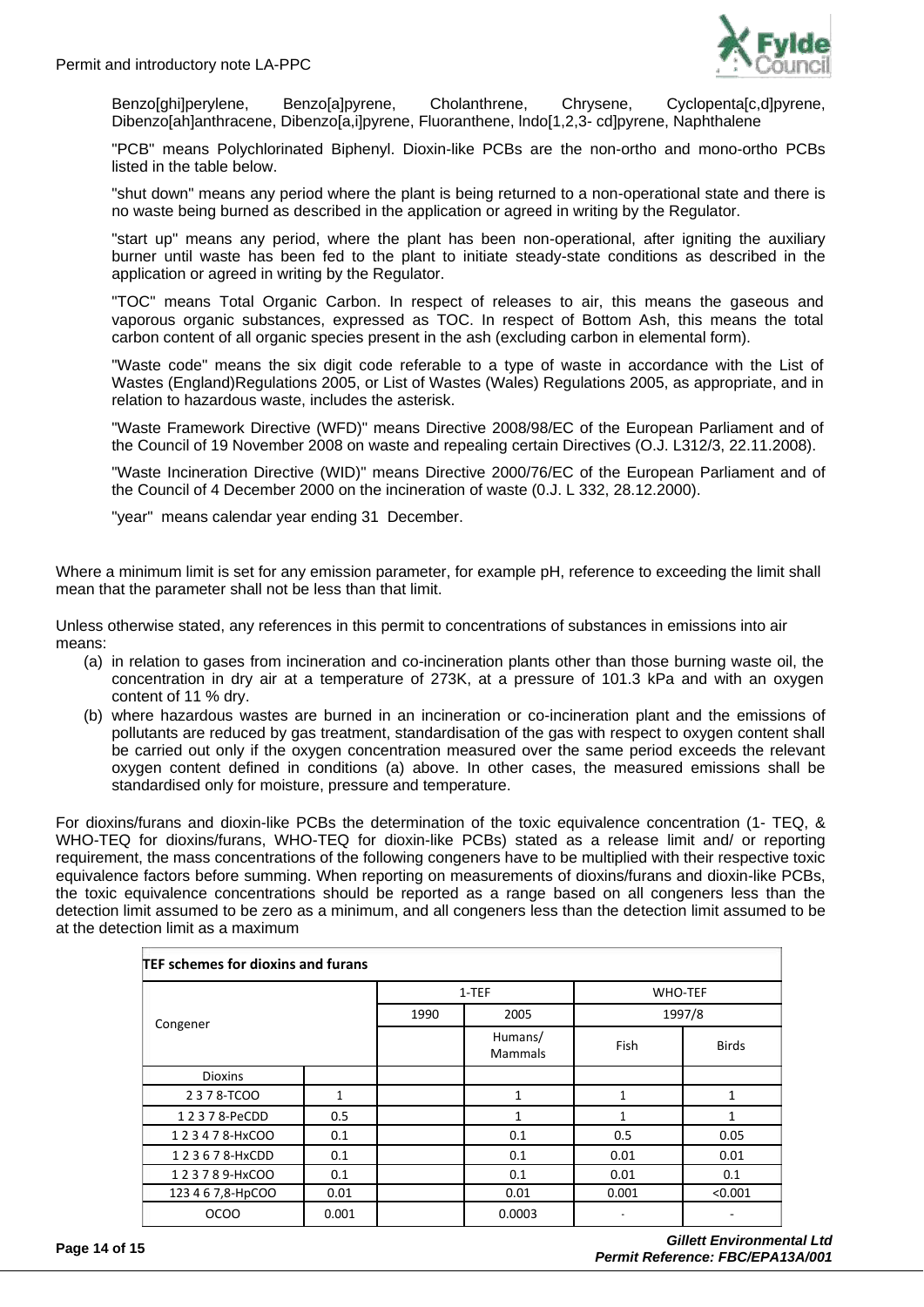Benzo[ghi]perylene, Benzo[a]pyrene, Cholanthrene, Chrysene, Cyclopenta[c,d]pyrene, Dibenzo[ah]anthracene, Dibenzo[a,i]pyrene, Fluoranthene, lndo[1,2,3- cd]pyrene, Naphthalene

"PCB" means Polychlorinated Biphenyl. Dioxin-like PCBs are the non-ortho and mono-ortho PCBs listed in the table below.

"shut down" means any period where the plant is being returned to a non-operational state and there is no waste being burned as described in the application or agreed in writing by the Regulator.

"start up" means any period, where the plant has been non-operational, after igniting the auxiliary burner until waste has been fed to the plant to initiate steady-state conditions as described in the application or agreed in writing by the Regulator.

"TOC" means Total Organic Carbon. In respect of releases to air, this means the gaseous and vaporous organic substances, expressed as TOC. In respect of Bottom Ash, this means the total carbon content of all organic species present in the ash (excluding carbon in elemental form).

"Waste code" means the six digit code referable to a type of waste in accordance with the List of Wastes (England)Regulations 2005, or List of Wastes (Wales) Regulations 2005, as appropriate, and in relation to hazardous waste, includes the asterisk.

"Waste Framework Directive (WFD)" means Directive 2008/98/EC of the European Parliament and of the Council of 19 November 2008 on waste and repealing certain Directives (O.J. L312/3, 22.11.2008).

"Waste Incineration Directive (WID)" means Directive 2000/76/EC of the European Parliament and of the Council of 4 December 2000 on the incineration of waste (0.J. L 332, 28.12.2000).

"year" means calendar year ending 31 December.

Where a minimum limit is set for any emission parameter, for example pH, reference to exceeding the limit shall mean that the parameter shall not be less than that limit.

Unless otherwise stated, any references in this permit to concentrations of substances in emissions into air means:

(a) in relation to gases from incineration and co-incineration plants other than those burning waste oil, the concentration in dry air at a temperature of 273K, at a pressure of 101.3 kPa and with an oxygen content of 11 % dry.

(b) where hazardous wastes are burned in an incineration or co-incineration plant and the emissions of pollutants are reduced by gas treatment, standardisation of the gas with respect to oxygen content shall be carried out only if the oxygen concentration measured over the same period exceeds the relevant oxygen content defined in conditions (a) above. In other cases, the measured emissions shall be standardised only for moisture, pressure and temperature.

For dioxins/furans and dioxin-like PCBs the determination of the toxic equivalence concentration (1- TEQ, & WHO-TEQ for dioxins/furans, WHO-TEQ for dioxin-like PCBs) stated as a release limit and/ or reporting requirement, the mass concentrations of the following congeners have to be multiplied with their respective toxic equivalence factors before summing. When reporting on measurements of dioxins/furans and dioxin-like PCBs, the toxic equivalence concentrations should be reported as a range based on all congeners less than the detection limit assumed to be zero as a minimum, and all congeners less than the detection limit assumed to be at the detection limit as a maximum

| TEF schemes for dioxins and furans | | | | | |
|---|---|---|---|---|---|
| Congener | | 1-TEF | | WHO-TEF | |
| | | 1990 | 2005 | 1997/8 | |
| | | | Humans/ Mammals | Fish | Birds |
| Dioxins | | | | | |
| 2 3 7 8-TCOO | 1 | | 1 | 1 | 1 |
| 1 2 3 7 8-PeCDD | 0.5 | | 1 | 1 | 1 |
| 1 2 3 4 7 8-HxCOO | 0.1 | | 0.1 | 0.5 | 0.05 |
| 1 2 3 6 7 8-HxCDD | 0.1 | | 0.1 | 0.01 | 0.01 |
| 1 2 3 7 8 9-HxCOO | 0.1 | | 0.1 | 0.01 | 0.1 |
| 123 4 6 7,8-HpCOO | 0.01 | | 0.01 | 0.001 | <0.001 |
| OCOO | 0.001 | | 0.0003 | - | - |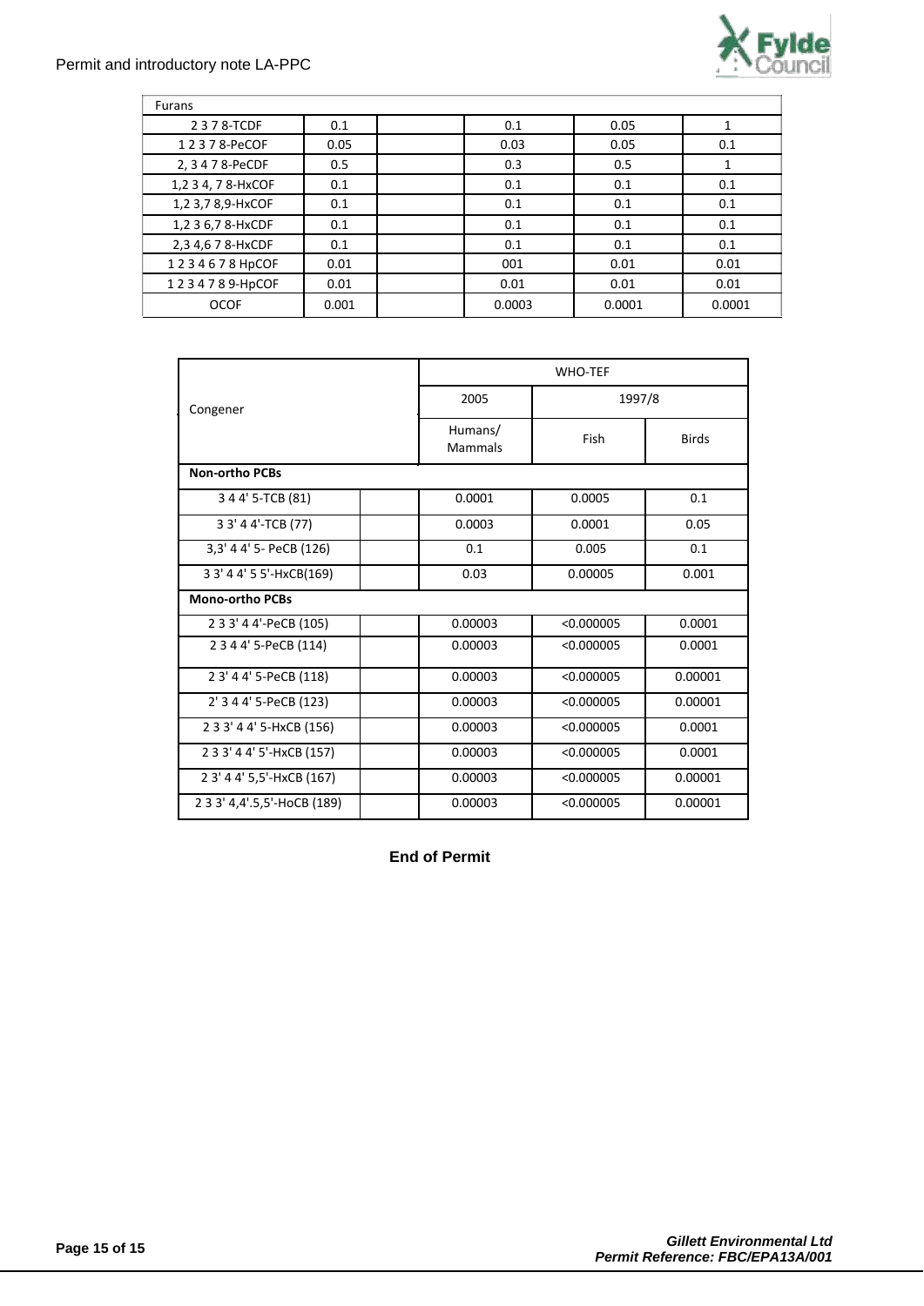| Furans | | | | | |
|---|---|---|---|---|---|
| 2 3 7 8-TCDF | 0.1 | | 0.1 | 0.05 | 1 |
| 1 2 3 7 8-PeCOF | 0.05 | | 0.03 | 0.05 | 0.1 |
| 2, 3 4 7 8-PeCDF | 0.5 | | 0.3 | 0.5 | 1 |
| 1,2 3 4, 7 8-HxCOF | 0.1 | | 0.1 | 0.1 | 0.1 |
| 1,2 3,7 8,9-HxCOF | 0.1 | | 0.1 | 0.1 | 0.1 |
| 1,2 3 6,7 8-HxCDF | 0.1 | | 0.1 | 0.1 | 0.1 |
| 2,3 4,6 7 8-HxCDF | 0.1 | | 0.1 | 0.1 | 0.1 |
| 1 2 3 4 6 7 8 HpCOF | 0.01 | | 001 | 0.01 | 0.01 |
| 1 2 3 4 7 8 9-HpCOF | 0.01 | | 0.01 | 0.01 | 0.01 |
| OCOF | 0.001 | | 0.0003 | 0.0001 | 0.0001 |

| Congener | | WHO-TEF | | |
|---|---|---|---|---|
| | | 2005 | 1997/8 | |
| | | Humans/ Mammals | Fish | Birds |
| **Non-ortho PCBs** | | | | |
| 3 4 4' 5-TCB (81) | | 0.0001 | 0.0005 | 0.1 |
| 3 3' 4 4'-TCB (77) | | 0.0003 | 0.0001 | 0.05 |
| 3,3' 4 4' 5- PeCB (126) | | 0.1 | 0.005 | 0.1 |
| 3 3' 4 4' 5 5'-HxCB(169) | | 0.03 | 0.00005 | 0.001 |
| **Mono-ortho PCBs** | | | | |
| 2 3 3' 4 4'-PeCB (105) | | 0.00003 | <0.000005 | 0.0001 |
| 2 3 4 4' 5-PeCB (114) | | 0.00003 | <0.000005 | 0.0001 |
| 2 3' 4 4' 5-PeCB (118) | | 0.00003 | <0.000005 | 0.00001 |
| 2' 3 4 4' 5-PeCB (123) | | 0.00003 | <0.000005 | 0.00001 |
| 2 3 3' 4 4' 5-HxCB (156) | | 0.00003 | <0.000005 | 0.0001 |
| 2 3 3' 4 4' 5'-HxCB (157) | | 0.00003 | <0.000005 | 0.0001 |
| 2 3' 4 4' 5,5'-HxCB (167) | | 0.00003 | <0.000005 | 0.00001 |
| 2 3 3' 4,4'.5,5'-HoCB (189) | | 0.00003 | <0.000005 | 0.00001 |

**End of Permit**